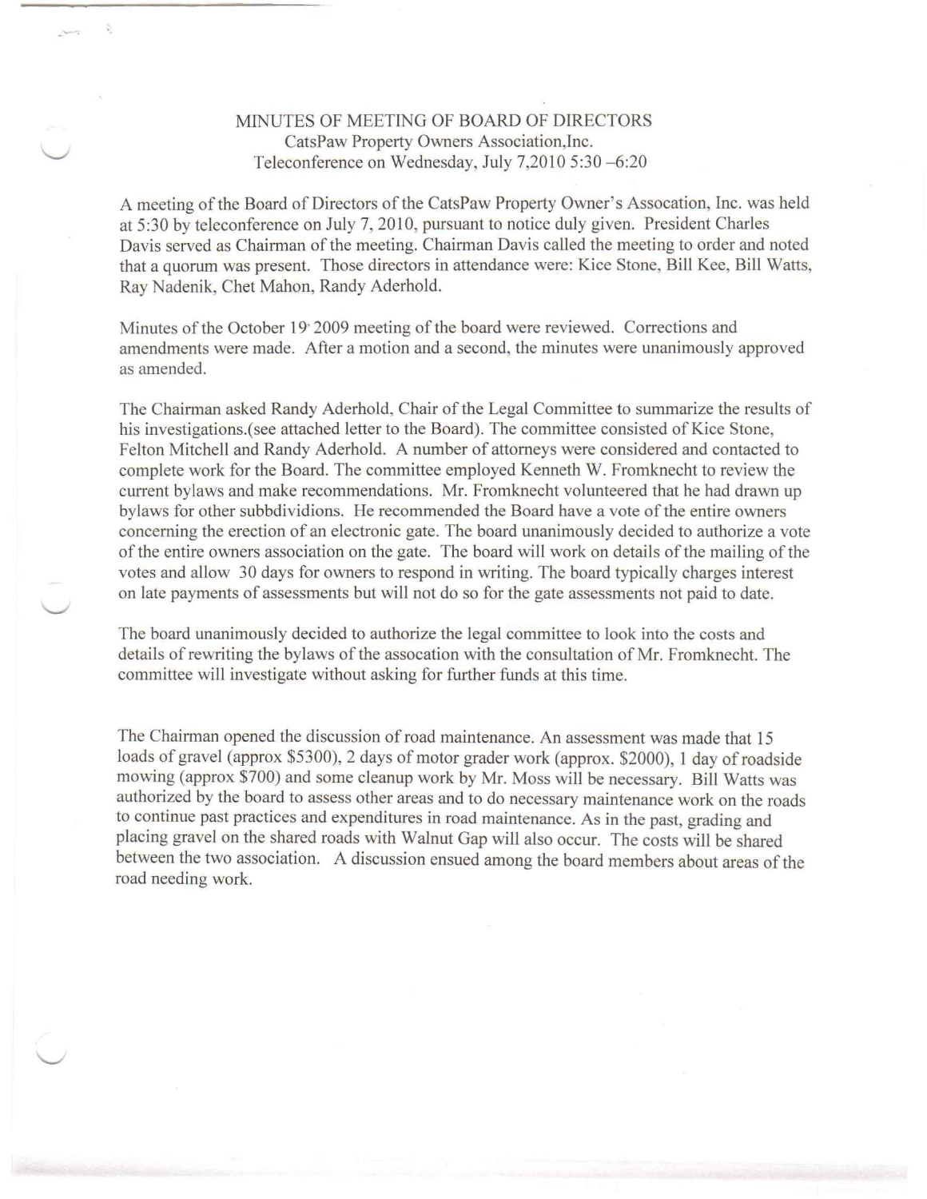# MINUTES OF MEETING OF BOARD OF DIRECTORS

CatsPaw Property Owners Association,Inc.
Teleconference on Wednesday, July 7,2010 5:30 –6:20

A meeting of the Board of Directors of the CatsPaw Property Owner's Assocation, Inc. was held at 5:30 by teleconference on July 7, 2010, pursuant to notice duly given. President Charles Davis served as Chairman of the meeting. Chairman Davis called the meeting to order and noted that a quorum was present. Those directors in attendance were: Kice Stone, Bill Kee, Bill Watts, Ray Nadenik, Chet Mahon, Randy Aderhold.

Minutes of the October 19, 2009 meeting of the board were reviewed. Corrections and amendments were made. After a motion and a second, the minutes were unanimously approved as amended.

The Chairman asked Randy Aderhold, Chair of the Legal Committee to summarize the results of his investigations.(see attached letter to the Board). The committee consisted of Kice Stone, Felton Mitchell and Randy Aderhold. A number of attorneys were considered and contacted to complete work for the Board. The committee employed Kenneth W. Fromknecht to review the current bylaws and make recommendations. Mr. Fromknecht volunteered that he had drawn up bylaws for other subbdividions. He recommended the Board have a vote of the entire owners concerning the erection of an electronic gate. The board unanimously decided to authorize a vote of the entire owners association on the gate. The board will work on details of the mailing of the votes and allow 30 days for owners to respond in writing. The board typically charges interest on late payments of assessments but will not do so for the gate assessments not paid to date.

The board unanimously decided to authorize the legal committee to look into the costs and details of rewriting the bylaws of the assocation with the consultation of Mr. Fromknecht. The committee will investigate without asking for further funds at this time.

The Chairman opened the discussion of road maintenance. An assessment was made that 15 loads of gravel (approx $5300), 2 days of motor grader work (approx. $2000), 1 day of roadside mowing (approx $700) and some cleanup work by Mr. Moss will be necessary. Bill Watts was authorized by the board to assess other areas and to do necessary maintenance work on the roads to continue past practices and expenditures in road maintenance. As in the past, grading and placing gravel on the shared roads with Walnut Gap will also occur. The costs will be shared between the two association. A discussion ensued among the board members about areas of the road needing work.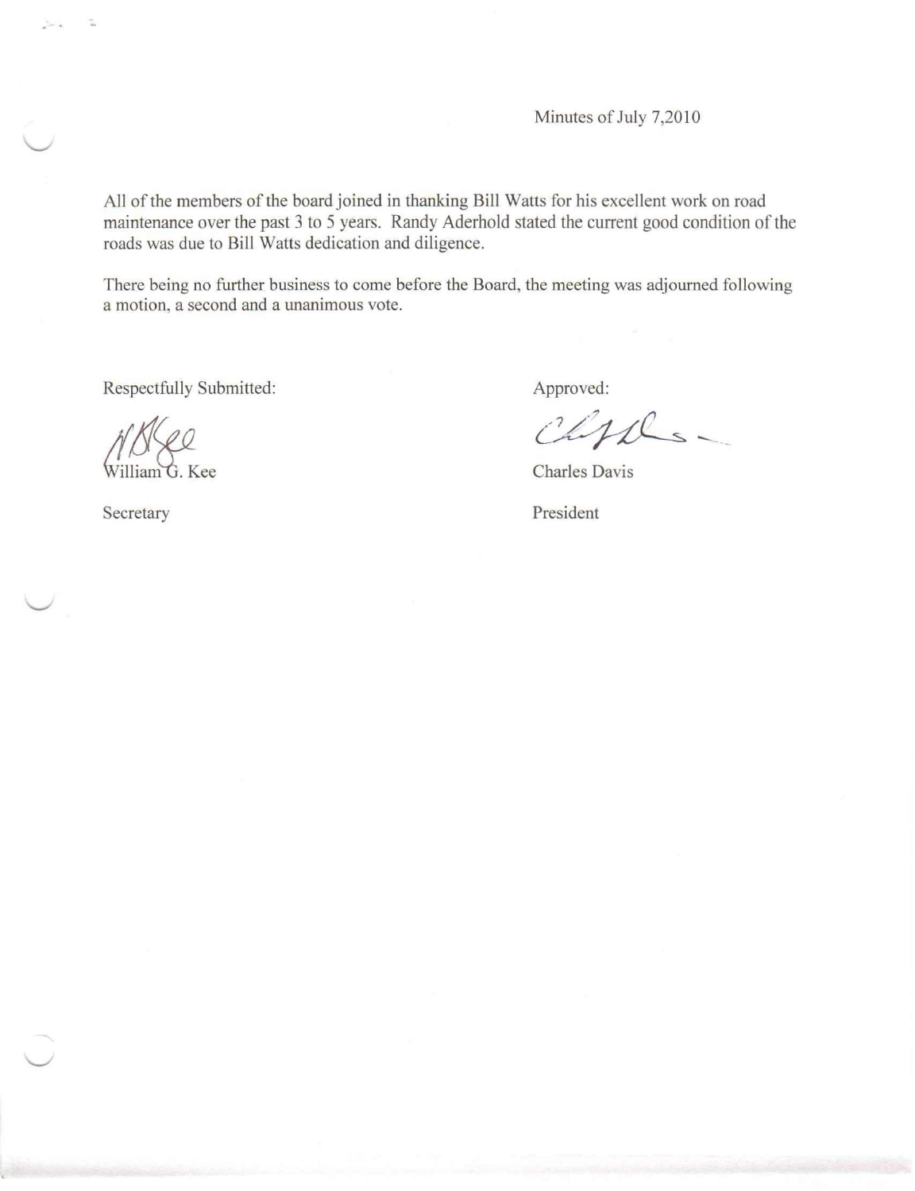All of the members of the board joined in thanking Bill Watts for his excellent work on road maintenance over the past 3 to 5 years. Randy Aderhold stated the current good condition of the roads was due to Bill Watts dedication and diligence.

There being no further business to come before the Board, the meeting was adjourned following a motion, a second and a unanimous vote.

Respectfully Submitted:

William G. Kee

Secretary

Approved:

Charles Davis

President